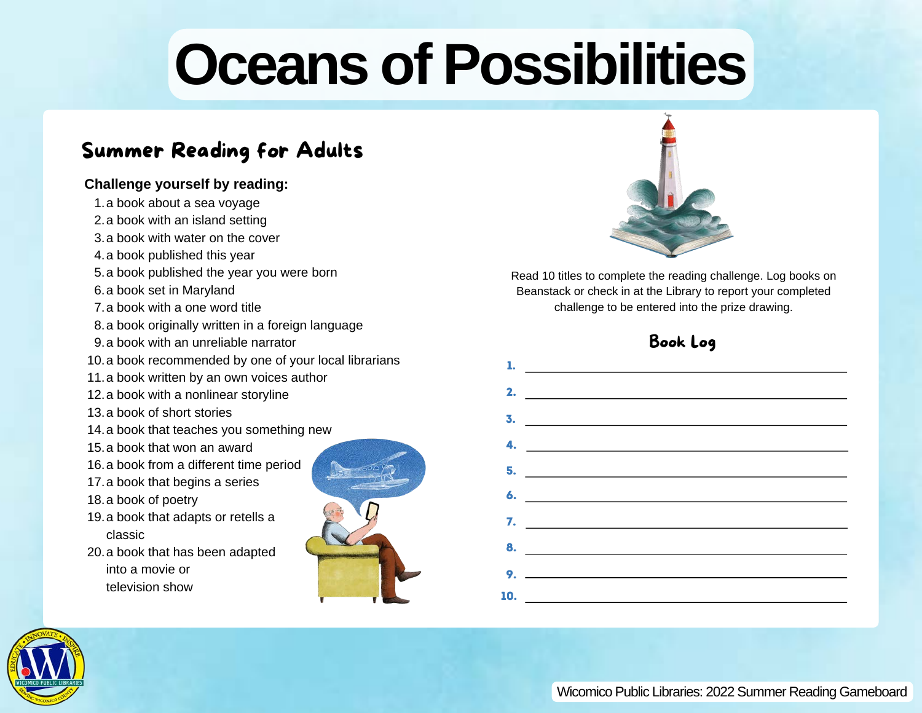# Oceans of Possibilities

## Summer Reading for Adults

**Challenge yourself by reading:**

1. a book about a sea voyage
2. a book with an island setting
3. a book with water on the cover
4. a book published this year
5. a book published the year you were born
6. a book set in Maryland
7. a book with a one word title
8. a book originally written in a foreign language
9. a book with an unreliable narrator
10. a book recommended by one of your local librarians
11. a book written by an own voices author
12. a book with a nonlinear storyline
13. a book of short stories
14. a book that teaches you something new
15. a book that won an award
16. a book from a different time period
17. a book that begins a series
18. a book of poetry
19. a book that adapts or retells a classic
20. a book that has been adapted into a movie or television show

Read 10 titles to complete the reading challenge. Log books on Beanstack or check in at the Library to report your completed challenge to be entered into the prize drawing.

### Book Log

1. ______________________________
2. ______________________________
3. ______________________________
4. ______________________________
5. ______________________________
6. ______________________________
7. ______________________________
8. ______________________________
9. ______________________________
10. ______________________________

Wicomico Public Libraries: 2022 Summer Reading Gameboard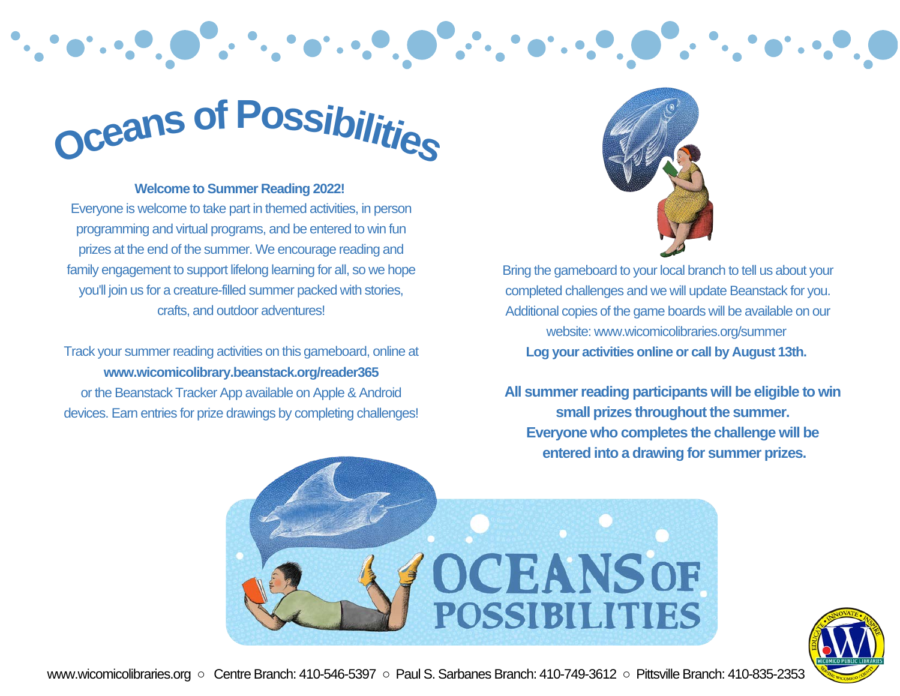# Oceans of Possibilities

**Welcome to Summer Reading 2022!**

Everyone is welcome to take part in themed activities, in person programming and virtual programs, and be entered to win fun prizes at the end of the summer. We encourage reading and family engagement to support lifelong learning for all, so we hope you'll join us for a creature-filled summer packed with stories, crafts, and outdoor adventures!

Track your summer reading activities on this gameboard, online at **www.wicomicolibrary.beanstack.org/reader365** or the Beanstack Tracker App available on Apple & Android devices. Earn entries for prize drawings by completing challenges!

Bring the gameboard to your local branch to tell us about your completed challenges and we will update Beanstack for you. Additional copies of the game boards will be available on our website: www.wicomicolibraries.org/summer

**Log your activities online or call by August 13th.**

**All summer reading participants will be eligible to win small prizes throughout the summer.**
**Everyone who completes the challenge will be entered into a drawing for summer prizes.**

OCEANS OF POSSIBILITIES

www.wicomicolibraries.org ○ Centre Branch: 410-546-5397 ○ Paul S. Sarbanes Branch: 410-749-3612 ○ Pittsville Branch: 410-835-2353